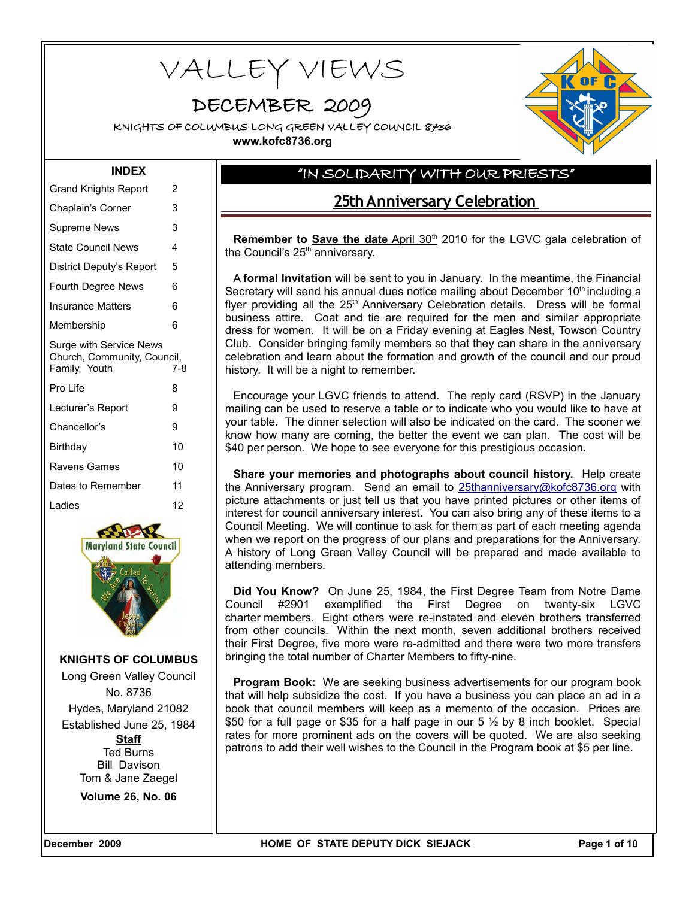# VALLEY VIEWS

## DECEMBER 2009

KNIGHTS OF COLUMBUS LONG GREEN VALLEY COUNCIL 8736

**www.kofc8736.org**

### INDEX

| | |
|---|---|
| Grand Knights Report | 2 |
| Chaplain's Corner | 3 |
| Supreme News | 3 |
| State Council News | 4 |
| District Deputy's Report | 5 |
| Fourth Degree News | 6 |
| Insurance Matters | 6 |
| Membership | 6 |
| Surge with Service News Church, Community, Council, Family, Youth | 7-8 |
| Pro Life | 8 |
| Lecturer's Report | 9 |
| Chancellor's | 9 |
| Birthday | 10 |
| Ravens Games | 10 |
| Dates to Remember | 11 |
| Ladies | 12 |

**KNIGHTS OF COLUMBUS**

Long Green Valley Council
No. 8736
Hydes, Maryland 21082
Established June 25, 1984

**Staff**
Ted Burns
Bill Davison
Tom & Jane Zaegel

**Volume 26, No. 06**

## "IN SOLIDARITY WITH OUR PRIESTS"

## 25th Anniversary Celebration

**Remember to Save the date** April 30th 2010 for the LGVC gala celebration of the Council's 25th anniversary.

A **formal Invitation** will be sent to you in January. In the meantime, the Financial Secretary will send his annual dues notice mailing about December 10th including a flyer providing all the 25th Anniversary Celebration details. Dress will be formal business attire. Coat and tie are required for the men and similar appropriate dress for women. It will be on a Friday evening at Eagles Nest, Towson Country Club. Consider bringing family members so that they can share in the anniversary celebration and learn about the formation and growth of the council and our proud history. It will be a night to remember.

Encourage your LGVC friends to attend. The reply card (RSVP) in the January mailing can be used to reserve a table or to indicate who you would like to have at your table. The dinner selection will also be indicated on the card. The sooner we know how many are coming, the better the event we can plan. The cost will be $40 per person. We hope to see everyone for this prestigious occasion.

**Share your memories and photographs about council history.** Help create the Anniversary program. Send an email to 25thanniversary@kofc8736.org with picture attachments or just tell us that you have printed pictures or other items of interest for council anniversary interest. You can also bring any of these items to a Council Meeting. We will continue to ask for them as part of each meeting agenda when we report on the progress of our plans and preparations for the Anniversary. A history of Long Green Valley Council will be prepared and made available to attending members.

**Did You Know?** On June 25, 1984, the First Degree Team from Notre Dame Council #2901 exemplified the First Degree on twenty-six LGVC charter members. Eight others were re-instated and eleven brothers transferred from other councils. Within the next month, seven additional brothers received their First Degree, five more were re-admitted and there were two more transfers bringing the total number of Charter Members to fifty-nine.

**Program Book:** We are seeking business advertisements for our program book that will help subsidize the cost. If you have a business you can place an ad in a book that council members will keep as a memento of the occasion. Prices are $50 for a full page or $35 for a half page in our 5 ½ by 8 inch booklet. Special rates for more prominent ads on the covers will be quoted. We are also seeking patrons to add their well wishes to the Council in the Program book at $5 per line.

HOME OF STATE DEPUTY DICK SIEJACK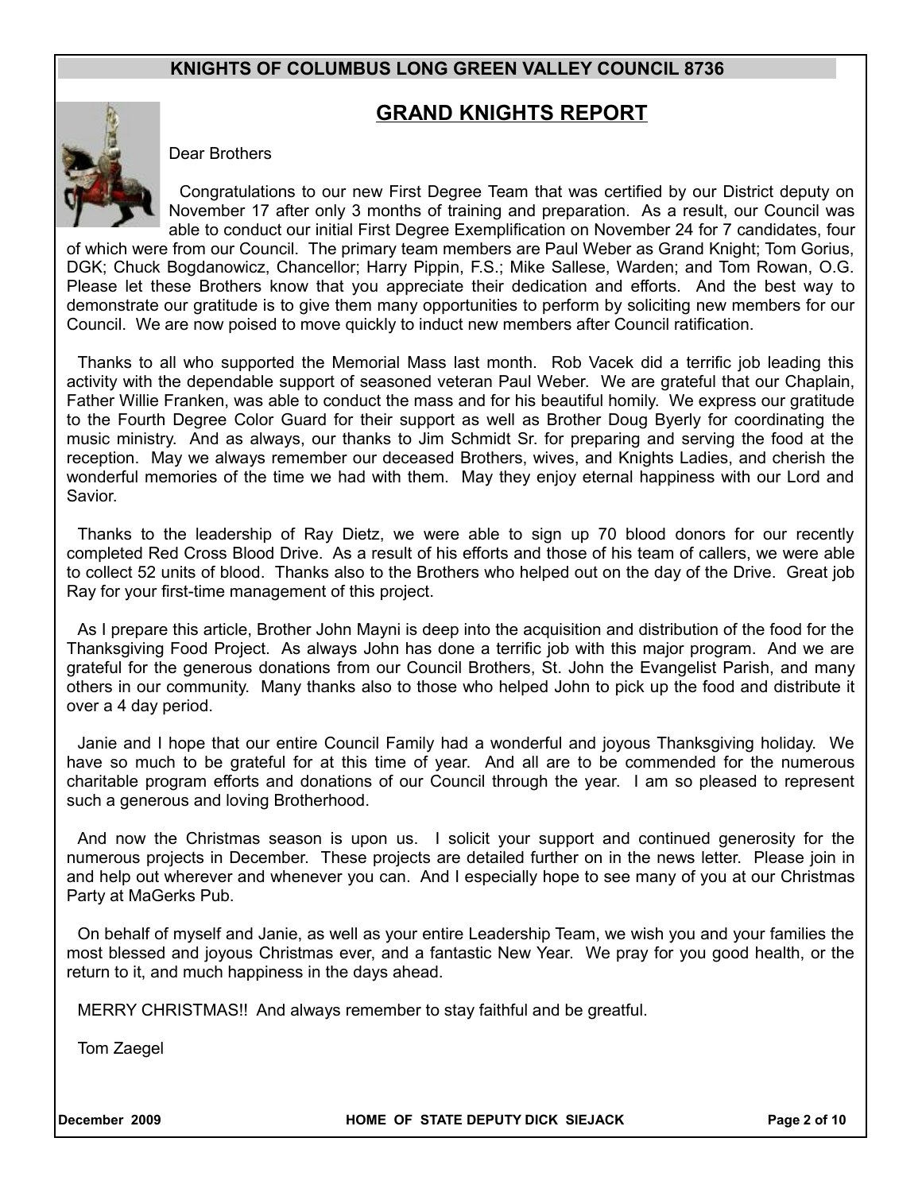## GRAND KNIGHTS REPORT

Dear Brothers

Congratulations to our new First Degree Team that was certified by our District deputy on November 17 after only 3 months of training and preparation. As a result, our Council was able to conduct our initial First Degree Exemplification on November 24 for 7 candidates, four of which were from our Council. The primary team members are Paul Weber as Grand Knight; Tom Gorius, DGK; Chuck Bogdanowicz, Chancellor; Harry Pippin, F.S.; Mike Sallese, Warden; and Tom Rowan, O.G. Please let these Brothers know that you appreciate their dedication and efforts. And the best way to demonstrate our gratitude is to give them many opportunities to perform by soliciting new members for our Council. We are now poised to move quickly to induct new members after Council ratification.

Thanks to all who supported the Memorial Mass last month. Rob Vacek did a terrific job leading this activity with the dependable support of seasoned veteran Paul Weber. We are grateful that our Chaplain, Father Willie Franken, was able to conduct the mass and for his beautiful homily. We express our gratitude to the Fourth Degree Color Guard for their support as well as Brother Doug Byerly for coordinating the music ministry. And as always, our thanks to Jim Schmidt Sr. for preparing and serving the food at the reception. May we always remember our deceased Brothers, wives, and Knights Ladies, and cherish the wonderful memories of the time we had with them. May they enjoy eternal happiness with our Lord and Savior.

Thanks to the leadership of Ray Dietz, we were able to sign up 70 blood donors for our recently completed Red Cross Blood Drive. As a result of his efforts and those of his team of callers, we were able to collect 52 units of blood. Thanks also to the Brothers who helped out on the day of the Drive. Great job Ray for your first-time management of this project.

As I prepare this article, Brother John Mayni is deep into the acquisition and distribution of the food for the Thanksgiving Food Project. As always John has done a terrific job with this major program. And we are grateful for the generous donations from our Council Brothers, St. John the Evangelist Parish, and many others in our community. Many thanks also to those who helped John to pick up the food and distribute it over a 4 day period.

Janie and I hope that our entire Council Family had a wonderful and joyous Thanksgiving holiday. We have so much to be grateful for at this time of year. And all are to be commended for the numerous charitable program efforts and donations of our Council through the year. I am so pleased to represent such a generous and loving Brotherhood.

And now the Christmas season is upon us. I solicit your support and continued generosity for the numerous projects in December. These projects are detailed further on in the news letter. Please join in and help out wherever and whenever you can. And I especially hope to see many of you at our Christmas Party at MaGerks Pub.

On behalf of myself and Janie, as well as your entire Leadership Team, we wish you and your families the most blessed and joyous Christmas ever, and a fantastic New Year. We pray for you good health, or the return to it, and much happiness in the days ahead.

MERRY CHRISTMAS!! And always remember to stay faithful and be greatful.

Tom Zaegel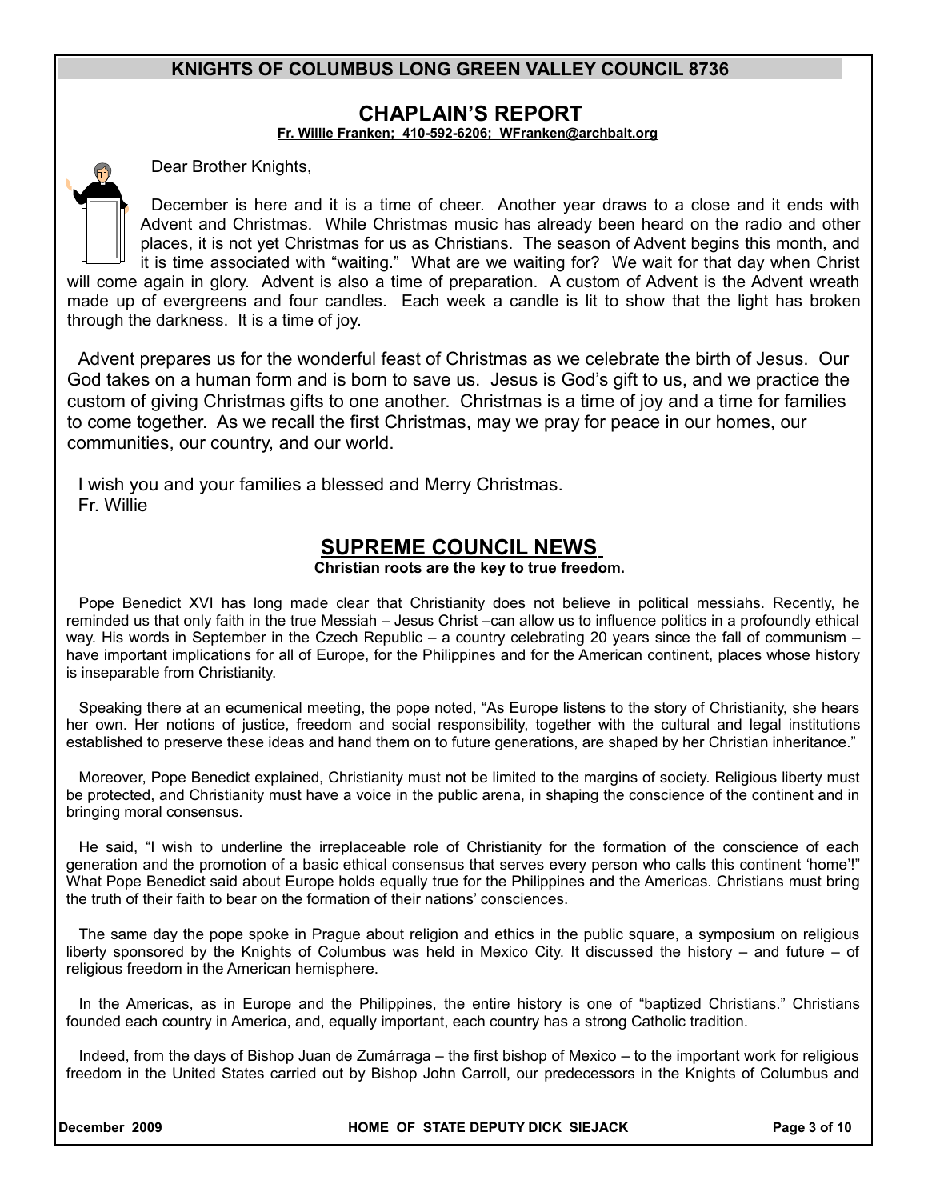## CHAPLAIN'S REPORT

**Fr. Willie Franken; 410-592-6206; WFranken@archbalt.org**

Dear Brother Knights,

December is here and it is a time of cheer. Another year draws to a close and it ends with Advent and Christmas. While Christmas music has already been heard on the radio and other places, it is not yet Christmas for us as Christians. The season of Advent begins this month, and it is time associated with "waiting." What are we waiting for? We wait for that day when Christ will come again in glory. Advent is also a time of preparation. A custom of Advent is the Advent wreath made up of evergreens and four candles. Each week a candle is lit to show that the light has broken through the darkness. It is a time of joy.

Advent prepares us for the wonderful feast of Christmas as we celebrate the birth of Jesus. Our God takes on a human form and is born to save us. Jesus is God's gift to us, and we practice the custom of giving Christmas gifts to one another. Christmas is a time of joy and a time for families to come together. As we recall the first Christmas, may we pray for peace in our homes, our communities, our country, and our world.

I wish you and your families a blessed and Merry Christmas.
Fr. Willie

## SUPREME COUNCIL NEWS

**Christian roots are the key to true freedom.**

Pope Benedict XVI has long made clear that Christianity does not believe in political messiahs. Recently, he reminded us that only faith in the true Messiah – Jesus Christ –can allow us to influence politics in a profoundly ethical way. His words in September in the Czech Republic – a country celebrating 20 years since the fall of communism – have important implications for all of Europe, for the Philippines and for the American continent, places whose history is inseparable from Christianity.

Speaking there at an ecumenical meeting, the pope noted, "As Europe listens to the story of Christianity, she hears her own. Her notions of justice, freedom and social responsibility, together with the cultural and legal institutions established to preserve these ideas and hand them on to future generations, are shaped by her Christian inheritance."

Moreover, Pope Benedict explained, Christianity must not be limited to the margins of society. Religious liberty must be protected, and Christianity must have a voice in the public arena, in shaping the conscience of the continent and in bringing moral consensus.

He said, "I wish to underline the irreplaceable role of Christianity for the formation of the conscience of each generation and the promotion of a basic ethical consensus that serves every person who calls this continent 'home'!" What Pope Benedict said about Europe holds equally true for the Philippines and the Americas. Christians must bring the truth of their faith to bear on the formation of their nations' consciences.

The same day the pope spoke in Prague about religion and ethics in the public square, a symposium on religious liberty sponsored by the Knights of Columbus was held in Mexico City. It discussed the history – and future – of religious freedom in the American hemisphere.

In the Americas, as in Europe and the Philippines, the entire history is one of "baptized Christians." Christians founded each country in America, and, equally important, each country has a strong Catholic tradition.

Indeed, from the days of Bishop Juan de Zumárraga – the first bishop of Mexico – to the important work for religious freedom in the United States carried out by Bishop John Carroll, our predecessors in the Knights of Columbus and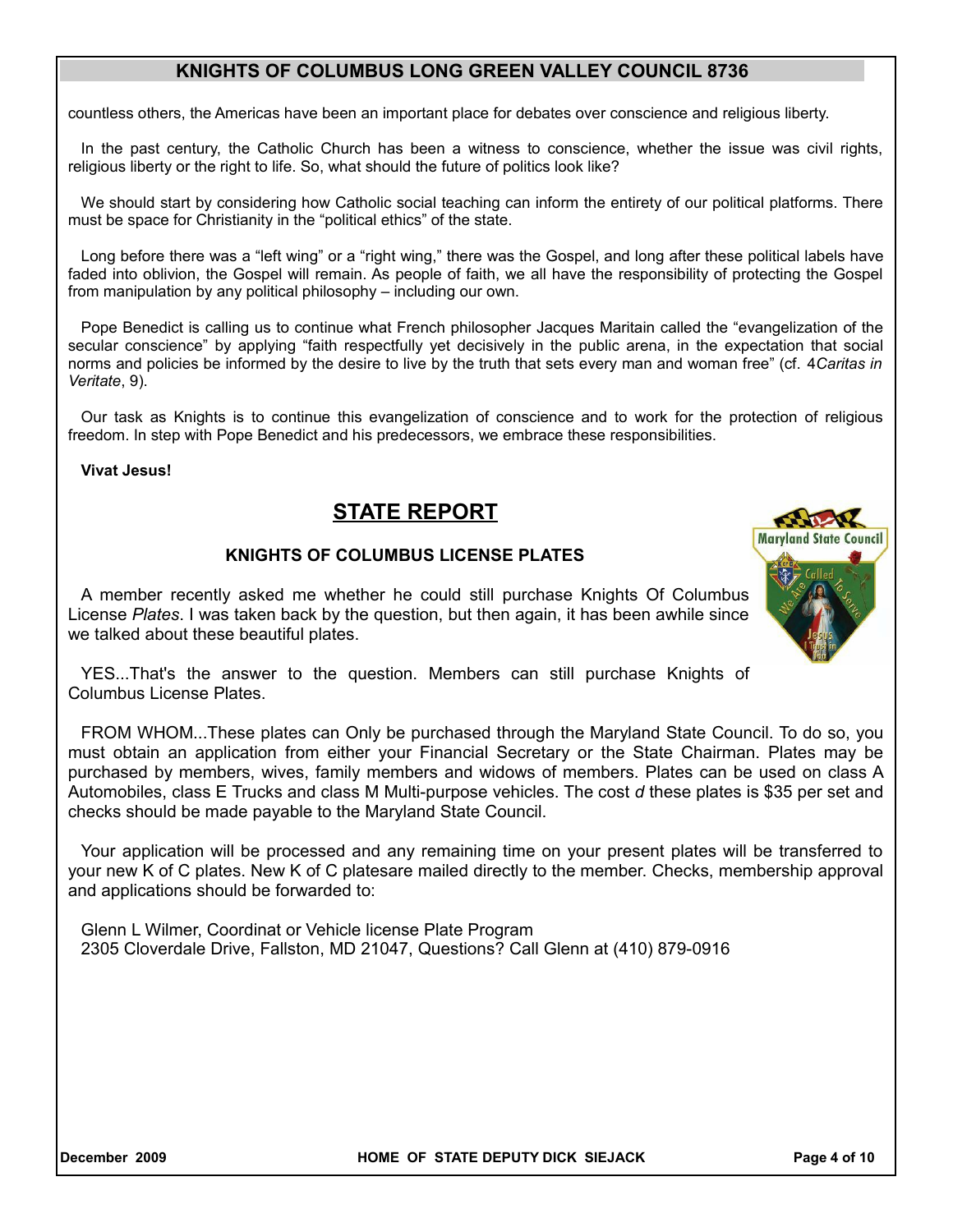countless others, the Americas have been an important place for debates over conscience and religious liberty.

In the past century, the Catholic Church has been a witness to conscience, whether the issue was civil rights, religious liberty or the right to life. So, what should the future of politics look like?

We should start by considering how Catholic social teaching can inform the entirety of our political platforms. There must be space for Christianity in the "political ethics" of the state.

Long before there was a "left wing" or a "right wing," there was the Gospel, and long after these political labels have faded into oblivion, the Gospel will remain. As people of faith, we all have the responsibility of protecting the Gospel from manipulation by any political philosophy – including our own.

Pope Benedict is calling us to continue what French philosopher Jacques Maritain called the "evangelization of the secular conscience" by applying "faith respectfully yet decisively in the public arena, in the expectation that social norms and policies be informed by the desire to live by the truth that sets every man and woman free" (cf. 4*Caritas in Veritate*, 9).

Our task as Knights is to continue this evangelization of conscience and to work for the protection of religious freedom. In step with Pope Benedict and his predecessors, we embrace these responsibilities.

**Vivat Jesus!**

## STATE REPORT

### KNIGHTS OF COLUMBUS LICENSE PLATES

A member recently asked me whether he could still purchase Knights Of Columbus License *Plates*. I was taken back by the question, but then again, it has been awhile since we talked about these beautiful plates.

YES...That's the answer to the question. Members can still purchase Knights of Columbus License Plates.

FROM WHOM...These plates can Only be purchased through the Maryland State Council. To do so, you must obtain an application from either your Financial Secretary or the State Chairman. Plates may be purchased by members, wives, family members and widows of members. Plates can be used on class A Automobiles, class E Trucks and class M Multi-purpose vehicles. The cost *d* these plates is $35 per set and checks should be made payable to the Maryland State Council.

Your application will be processed and any remaining time on your present plates will be transferred to your new K of C plates. New K of C platesare mailed directly to the member. Checks, membership approval and applications should be forwarded to:

Glenn L Wilmer, Coordinat or Vehicle license Plate Program
2305 Cloverdale Drive, Fallston, MD 21047, Questions? Call Glenn at (410) 879-0916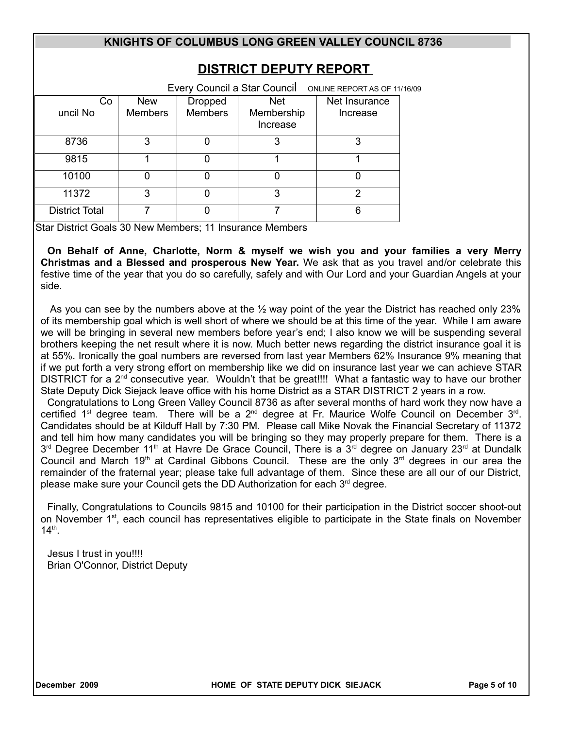# DISTRICT DEPUTY REPORT

Every Council a Star Council ONLINE REPORT AS OF 11/16/09

| Council No | New Members | Dropped Members | Net Membership Increase | Net Insurance Increase |
|---|---|---|---|---|
| 8736 | 3 | 0 | 3 | 3 |
| 9815 | 1 | 0 | 1 | 1 |
| 10100 | 0 | 0 | 0 | 0 |
| 11372 | 3 | 0 | 3 | 2 |
| District Total | 7 | 0 | 7 | 6 |

Star District Goals 30 New Members; 11 Insurance Members

**On Behalf of Anne, Charlotte, Norm & myself we wish you and your families a very Merry Christmas and a Blessed and prosperous New Year.** We ask that as you travel and/or celebrate this festive time of the year that you do so carefully, safely and with Our Lord and your Guardian Angels at your side.

As you can see by the numbers above at the ½ way point of the year the District has reached only 23% of its membership goal which is well short of where we should be at this time of the year. While I am aware we will be bringing in several new members before year's end; I also know we will be suspending several brothers keeping the net result where it is now. Much better news regarding the district insurance goal it is at 55%. Ironically the goal numbers are reversed from last year Members 62% Insurance 9% meaning that if we put forth a very strong effort on membership like we did on insurance last year we can achieve STAR DISTRICT for a 2nd consecutive year. Wouldn't that be great!!!! What a fantastic way to have our brother State Deputy Dick Siejack leave office with his home District as a STAR DISTRICT 2 years in a row.

Congratulations to Long Green Valley Council 8736 as after several months of hard work they now have a certified 1st degree team. There will be a 2nd degree at Fr. Maurice Wolfe Council on December 3rd. Candidates should be at Kilduff Hall by 7:30 PM. Please call Mike Novak the Financial Secretary of 11372 and tell him how many candidates you will be bringing so they may properly prepare for them. There is a 3rd Degree December 11th at Havre De Grace Council, There is a 3rd degree on January 23rd at Dundalk Council and March 19th at Cardinal Gibbons Council. These are the only 3rd degrees in our area the remainder of the fraternal year; please take full advantage of them. Since these are all our of our District, please make sure your Council gets the DD Authorization for each 3rd degree.

Finally, Congratulations to Councils 9815 and 10100 for their participation in the District soccer shoot-out on November 1st, each council has representatives eligible to participate in the State finals on November 14th.

Jesus I trust in you!!!!
Brian O'Connor, District Deputy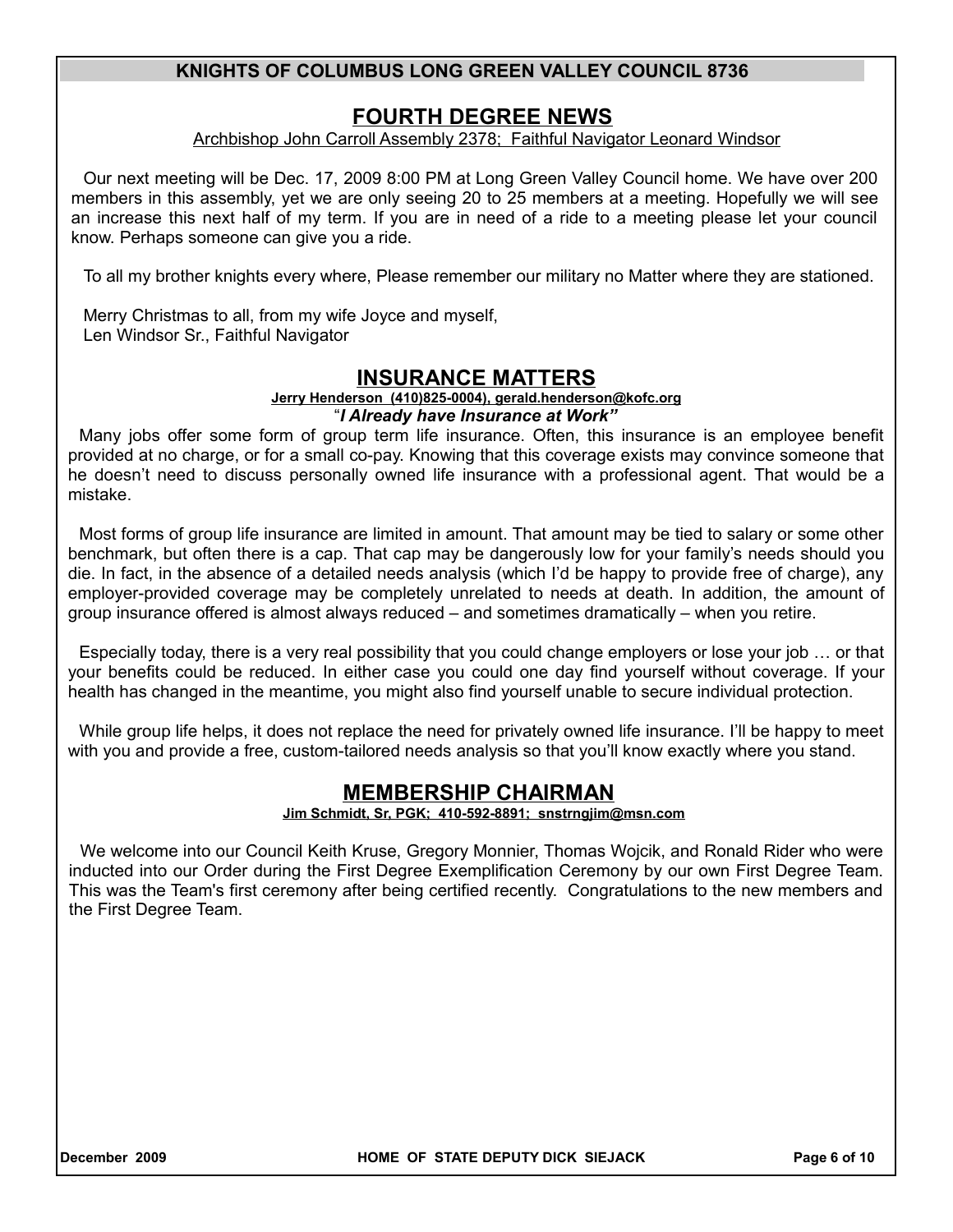**KNIGHTS OF COLUMBUS LONG GREEN VALLEY COUNCIL 8736**

## FOURTH DEGREE NEWS

Archbishop John Carroll Assembly 2378; Faithful Navigator Leonard Windsor

Our next meeting will be Dec. 17, 2009 8:00 PM at Long Green Valley Council home. We have over 200 members in this assembly, yet we are only seeing 20 to 25 members at a meeting. Hopefully we will see an increase this next half of my term. If you are in need of a ride to a meeting please let your council know. Perhaps someone can give you a ride.

To all my brother knights every where, Please remember our military no Matter where they are stationed.

Merry Christmas to all, from my wife Joyce and myself,
Len Windsor Sr., Faithful Navigator

## INSURANCE MATTERS

**Jerry Henderson (410)825-0004), gerald.henderson@kofc.org**

"***I Already have Insurance at Work"***

Many jobs offer some form of group term life insurance. Often, this insurance is an employee benefit provided at no charge, or for a small co-pay. Knowing that this coverage exists may convince someone that he doesn't need to discuss personally owned life insurance with a professional agent. That would be a mistake.

Most forms of group life insurance are limited in amount. That amount may be tied to salary or some other benchmark, but often there is a cap. That cap may be dangerously low for your family's needs should you die. In fact, in the absence of a detailed needs analysis (which I'd be happy to provide free of charge), any employer-provided coverage may be completely unrelated to needs at death. In addition, the amount of group insurance offered is almost always reduced – and sometimes dramatically – when you retire.

Especially today, there is a very real possibility that you could change employers or lose your job … or that your benefits could be reduced. In either case you could one day find yourself without coverage. If your health has changed in the meantime, you might also find yourself unable to secure individual protection.

While group life helps, it does not replace the need for privately owned life insurance. I'll be happy to meet with you and provide a free, custom-tailored needs analysis so that you'll know exactly where you stand.

## MEMBERSHIP CHAIRMAN

**Jim Schmidt, Sr, PGK; 410-592-8891; snstrngjim@msn.com**

We welcome into our Council Keith Kruse, Gregory Monnier, Thomas Wojcik, and Ronald Rider who were inducted into our Order during the First Degree Exemplification Ceremony by our own First Degree Team. This was the Team's first ceremony after being certified recently. Congratulations to the new members and the First Degree Team.

December 2009 HOME OF STATE DEPUTY DICK SIEJACK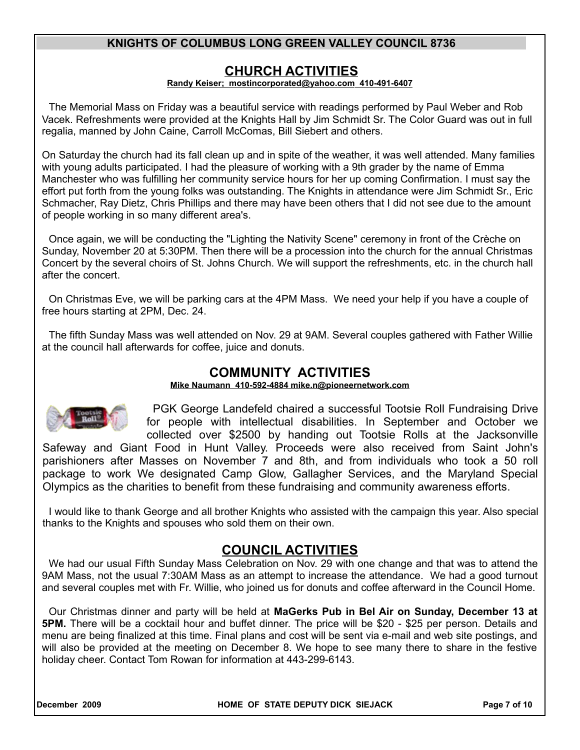## KNIGHTS OF COLUMBUS LONG GREEN VALLEY COUNCIL 8736

## CHURCH ACTIVITIES

**Randy Keiser; mostincorporated@yahoo.com 410-491-6407**

The Memorial Mass on Friday was a beautiful service with readings performed by Paul Weber and Rob Vacek. Refreshments were provided at the Knights Hall by Jim Schmidt Sr. The Color Guard was out in full regalia, manned by John Caine, Carroll McComas, Bill Siebert and others.

On Saturday the church had its fall clean up and in spite of the weather, it was well attended. Many families with young adults participated. I had the pleasure of working with a 9th grader by the name of Emma Manchester who was fulfilling her community service hours for her up coming Confirmation. I must say the effort put forth from the young folks was outstanding. The Knights in attendance were Jim Schmidt Sr., Eric Schmacher, Ray Dietz, Chris Phillips and there may have been others that I did not see due to the amount of people working in so many different area's.

Once again, we will be conducting the "Lighting the Nativity Scene" ceremony in front of the Crèche on Sunday, November 20 at 5:30PM. Then there will be a procession into the church for the annual Christmas Concert by the several choirs of St. Johns Church. We will support the refreshments, etc. in the church hall after the concert.

On Christmas Eve, we will be parking cars at the 4PM Mass. We need your help if you have a couple of free hours starting at 2PM, Dec. 24.

The fifth Sunday Mass was well attended on Nov. 29 at 9AM. Several couples gathered with Father Willie at the council hall afterwards for coffee, juice and donuts.

## COMMUNITY ACTIVITIES

**Mike Naumann 410-592-4884 mike.n@pioneernetwork.com**

PGK George Landefeld chaired a successful Tootsie Roll Fundraising Drive for people with intellectual disabilities. In September and October we collected over $2500 by handing out Tootsie Rolls at the Jacksonville Safeway and Giant Food in Hunt Valley. Proceeds were also received from Saint John's parishioners after Masses on November 7 and 8th, and from individuals who took a 50 roll package to work We designated Camp Glow, Gallagher Services, and the Maryland Special Olympics as the charities to benefit from these fundraising and community awareness efforts.

I would like to thank George and all brother Knights who assisted with the campaign this year. Also special thanks to the Knights and spouses who sold them on their own.

## COUNCIL ACTIVITIES

We had our usual Fifth Sunday Mass Celebration on Nov. 29 with one change and that was to attend the 9AM Mass, not the usual 7:30AM Mass as an attempt to increase the attendance. We had a good turnout and several couples met with Fr. Willie, who joined us for donuts and coffee afterward in the Council Home.

Our Christmas dinner and party will be held at **MaGerks Pub in Bel Air on Sunday, December 13 at 5PM.** There will be a cocktail hour and buffet dinner. The price will be $20 - $25 per person. Details and menu are being finalized at this time. Final plans and cost will be sent via e-mail and web site postings, and will also be provided at the meeting on December 8. We hope to see many there to share in the festive holiday cheer. Contact Tom Rowan for information at 443-299-6143.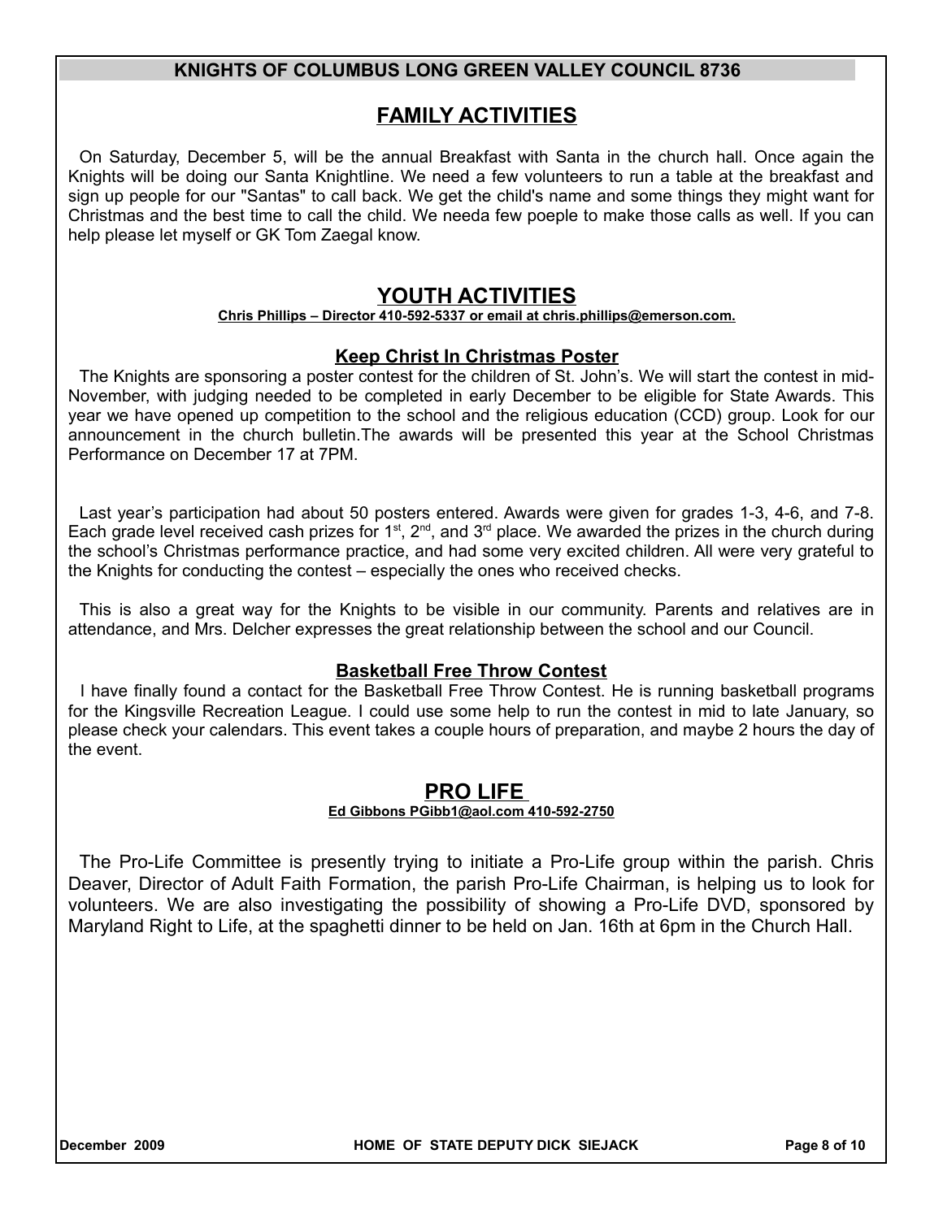## KNIGHTS OF COLUMBUS LONG GREEN VALLEY COUNCIL 8736

## FAMILY ACTIVITIES

On Saturday, December 5, will be the annual Breakfast with Santa in the church hall. Once again the Knights will be doing our Santa Knightline. We need a few volunteers to run a table at the breakfast and sign up people for our "Santas" to call back. We get the child's name and some things they might want for Christmas and the best time to call the child. We needa few poeple to make those calls as well. If you can help please let myself or GK Tom Zaegal know.

## YOUTH ACTIVITIES

**Chris Phillips – Director 410-592-5337 or email at chris.phillips@emerson.com.**

### Keep Christ In Christmas Poster

The Knights are sponsoring a poster contest for the children of St. John's. We will start the contest in mid-November, with judging needed to be completed in early December to be eligible for State Awards. This year we have opened up competition to the school and the religious education (CCD) group. Look for our announcement in the church bulletin.The awards will be presented this year at the School Christmas Performance on December 17 at 7PM.

Last year's participation had about 50 posters entered. Awards were given for grades 1-3, 4-6, and 7-8. Each grade level received cash prizes for 1st, 2nd, and 3rd place. We awarded the prizes in the church during the school's Christmas performance practice, and had some very excited children. All were very grateful to the Knights for conducting the contest – especially the ones who received checks.

This is also a great way for the Knights to be visible in our community. Parents and relatives are in attendance, and Mrs. Delcher expresses the great relationship between the school and our Council.

### Basketball Free Throw Contest

I have finally found a contact for the Basketball Free Throw Contest. He is running basketball programs for the Kingsville Recreation League. I could use some help to run the contest in mid to late January, so please check your calendars. This event takes a couple hours of preparation, and maybe 2 hours the day of the event.

## PRO LIFE

**Ed Gibbons PGibb1@aol.com 410-592-2750**

The Pro-Life Committee is presently trying to initiate a Pro-Life group within the parish. Chris Deaver, Director of Adult Faith Formation, the parish Pro-Life Chairman, is helping us to look for volunteers. We are also investigating the possibility of showing a Pro-Life DVD, sponsored by Maryland Right to Life, at the spaghetti dinner to be held on Jan. 16th at 6pm in the Church Hall.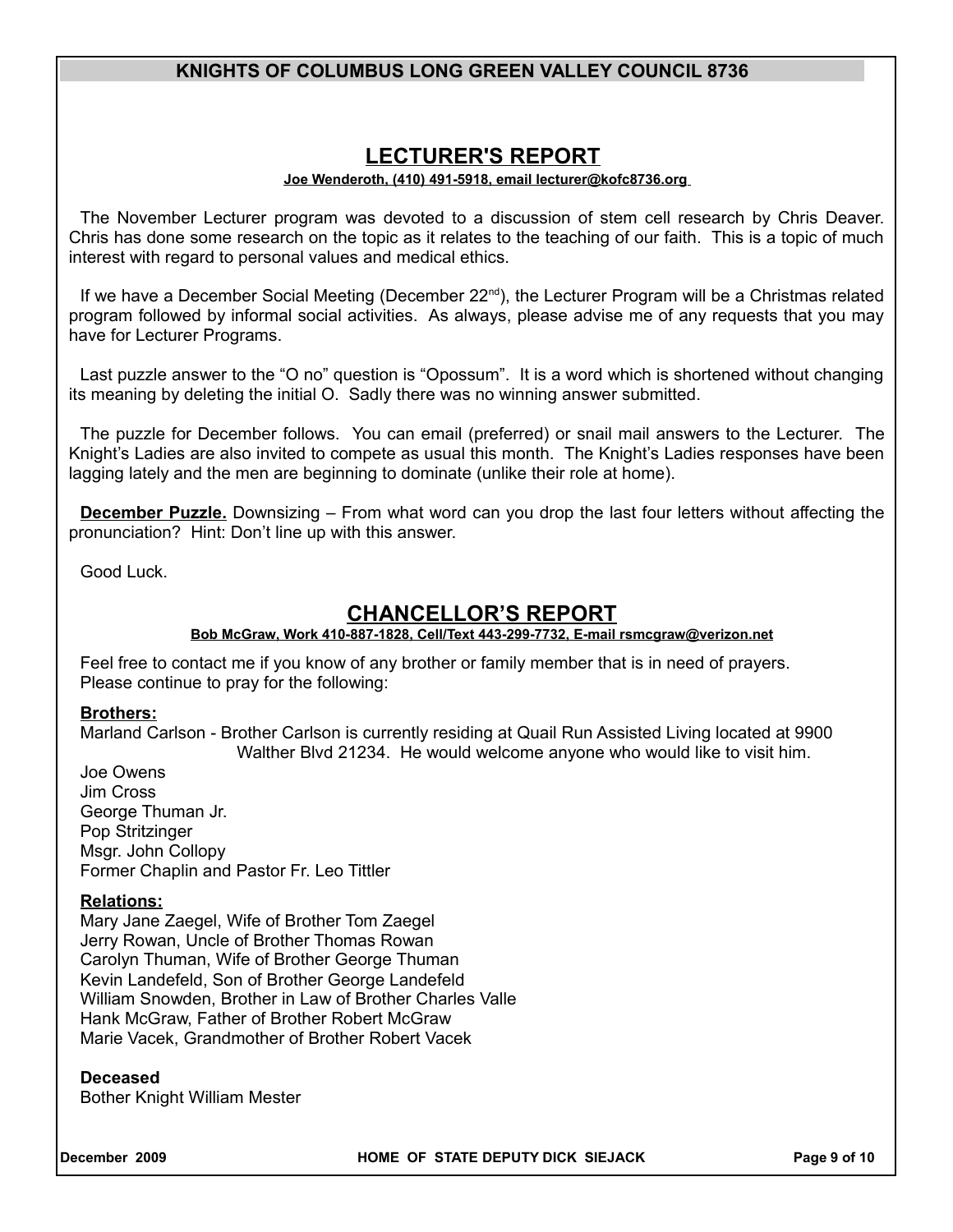## LECTURER'S REPORT

**Joe Wenderoth, (410) 491-5918, email lecturer@kofc8736.org**

The November Lecturer program was devoted to a discussion of stem cell research by Chris Deaver. Chris has done some research on the topic as it relates to the teaching of our faith. This is a topic of much interest with regard to personal values and medical ethics.

If we have a December Social Meeting (December 22nd), the Lecturer Program will be a Christmas related program followed by informal social activities. As always, please advise me of any requests that you may have for Lecturer Programs.

Last puzzle answer to the "O no" question is "Opossum". It is a word which is shortened without changing its meaning by deleting the initial O. Sadly there was no winning answer submitted.

The puzzle for December follows. You can email (preferred) or snail mail answers to the Lecturer. The Knight's Ladies are also invited to compete as usual this month. The Knight's Ladies responses have been lagging lately and the men are beginning to dominate (unlike their role at home).

**December Puzzle.** Downsizing – From what word can you drop the last four letters without affecting the pronunciation? Hint: Don't line up with this answer.

Good Luck.

## CHANCELLOR'S REPORT

**Bob McGraw, Work 410-887-1828, Cell/Text 443-299-7732, E-mail rsmcgraw@verizon.net**

Feel free to contact me if you know of any brother or family member that is in need of prayers.
Please continue to pray for the following:

**Brothers:**

Marland Carlson - Brother Carlson is currently residing at Quail Run Assisted Living located at 9900 Walther Blvd 21234. He would welcome anyone who would like to visit him.
Joe Owens
Jim Cross
George Thuman Jr.
Pop Stritzinger
Msgr. John Collopy
Former Chaplin and Pastor Fr. Leo Tittler

**Relations:**

Mary Jane Zaegel, Wife of Brother Tom Zaegel
Jerry Rowan, Uncle of Brother Thomas Rowan
Carolyn Thuman, Wife of Brother George Thuman
Kevin Landefeld, Son of Brother George Landefeld
William Snowden, Brother in Law of Brother Charles Valle
Hank McGraw, Father of Brother Robert McGraw
Marie Vacek, Grandmother of Brother Robert Vacek

**Deceased**

Bother Knight William Mester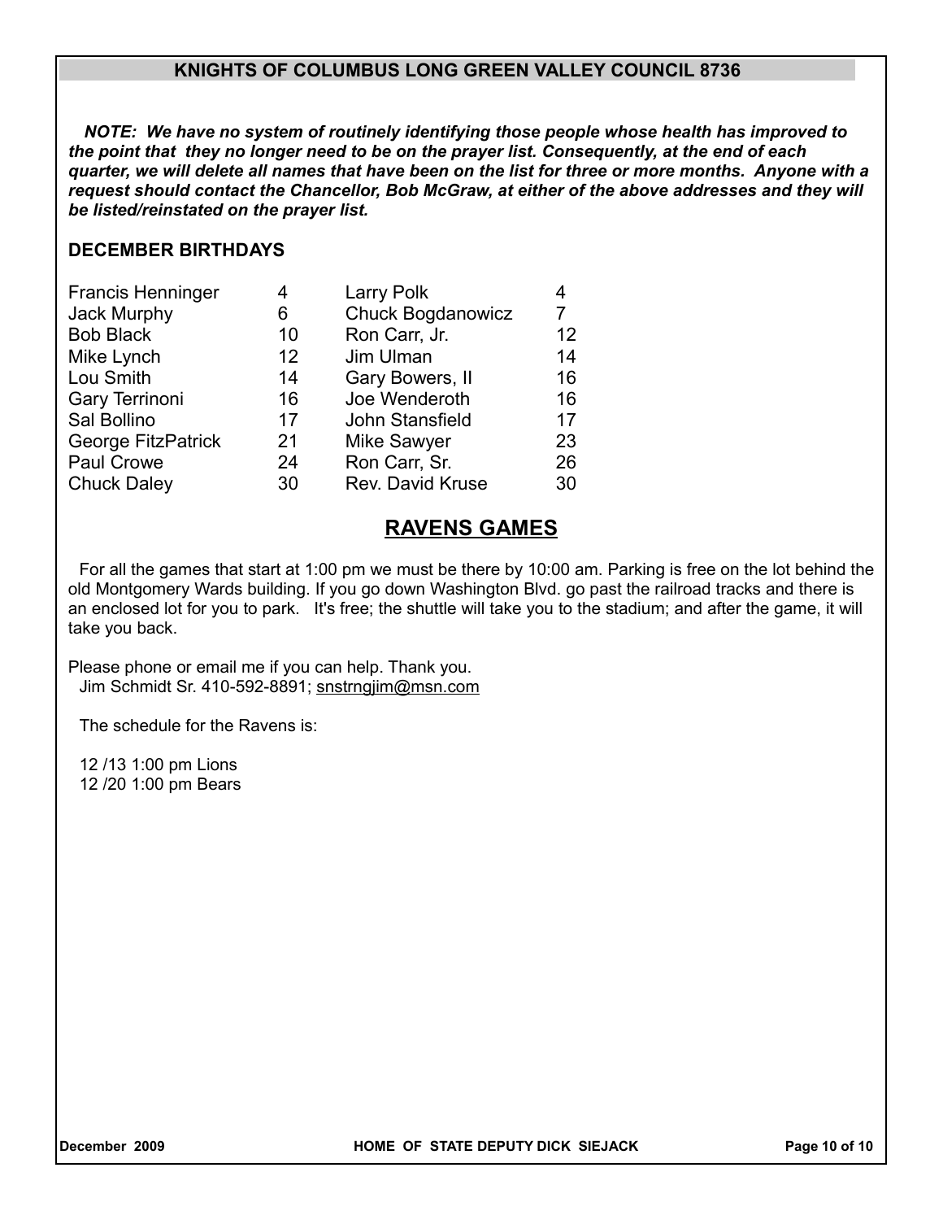## KNIGHTS OF COLUMBUS LONG GREEN VALLEY COUNCIL 8736

***NOTE: We have no system of routinely identifying those people whose health has improved to the point that they no longer need to be on the prayer list. Consequently, at the end of each quarter, we will delete all names that have been on the list for three or more months. Anyone with a request should contact the Chancellor, Bob McGraw, at either of the above addresses and they will be listed/reinstated on the prayer list.***

### DECEMBER BIRTHDAYS

| | | | |
|---|---|---|---|
| Francis Henninger | 4 | Larry Polk | 4 |
| Jack Murphy | 6 | Chuck Bogdanowicz | 7 |
| Bob Black | 10 | Ron Carr, Jr. | 12 |
| Mike Lynch | 12 | Jim Ulman | 14 |
| Lou Smith | 14 | Gary Bowers, II | 16 |
| Gary Terrinoni | 16 | Joe Wenderoth | 16 |
| Sal Bollino | 17 | John Stansfield | 17 |
| George FitzPatrick | 21 | Mike Sawyer | 23 |
| Paul Crowe | 24 | Ron Carr, Sr. | 26 |
| Chuck Daley | 30 | Rev. David Kruse | 30 |

## RAVENS GAMES

For all the games that start at 1:00 pm we must be there by 10:00 am. Parking is free on the lot behind the old Montgomery Wards building. If you go down Washington Blvd. go past the railroad tracks and there is an enclosed lot for you to park. It's free; the shuttle will take you to the stadium; and after the game, it will take you back.

Please phone or email me if you can help. Thank you.
Jim Schmidt Sr. 410-592-8891; snstrngjim@msn.com

The schedule for the Ravens is:

12 /13 1:00 pm Lions
12 /20 1:00 pm Bears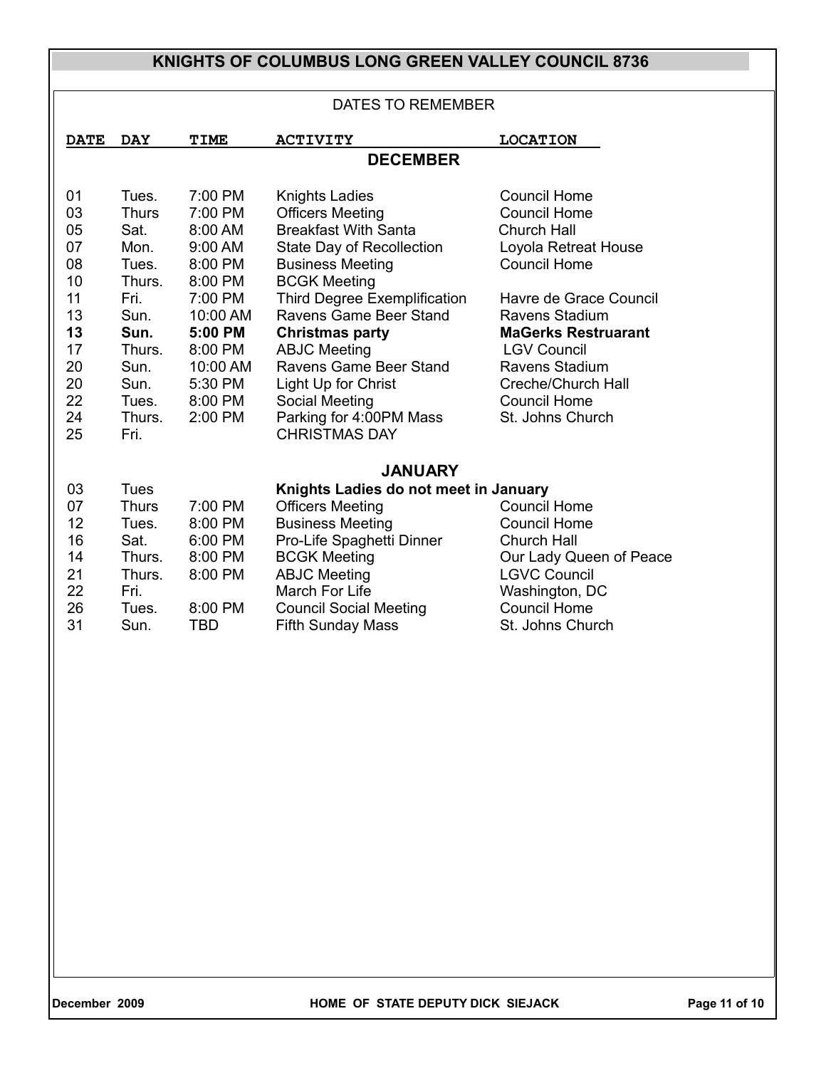# KNIGHTS OF COLUMBUS LONG GREEN VALLEY COUNCIL 8736

## DATES TO REMEMBER

| DATE | DAY | TIME | ACTIVITY | LOCATION |
|---|---|---|---|---|
| | | | **DECEMBER** | |
| 01 | Tues. | 7:00 PM | Knights Ladies | Council Home |
| 03 | Thurs | 7:00 PM | Officers Meeting | Council Home |
| 05 | Sat. | 8:00 AM | Breakfast With Santa | Church Hall |
| 07 | Mon. | 9:00 AM | State Day of Recollection | Loyola Retreat House |
| 08 | Tues. | 8:00 PM | Business Meeting | Council Home |
| 10 | Thurs. | 8:00 PM | BCGK Meeting | |
| 11 | Fri. | 7:00 PM | Third Degree Exemplification | Havre de Grace Council |
| 13 | Sun. | 10:00 AM | Ravens Game Beer Stand | Ravens Stadium |
| **13** | **Sun.** | **5:00 PM** | **Christmas party** | **MaGerks Restruarant** |
| 17 | Thurs. | 8:00 PM | ABJC Meeting | LGV Council |
| 20 | Sun. | 10:00 AM | Ravens Game Beer Stand | Ravens Stadium |
| 20 | Sun. | 5:30 PM | Light Up for Christ | Creche/Church Hall |
| 22 | Tues. | 8:00 PM | Social Meeting | Council Home |
| 24 | Thurs. | 2:00 PM | Parking for 4:00PM Mass | St. Johns Church |
| 25 | Fri. | | CHRISTMAS DAY | |
| | | | **JANUARY** | |
| 03 | Tues | | **Knights Ladies do not meet in January** | |
| 07 | Thurs | 7:00 PM | Officers Meeting | Council Home |
| 12 | Tues. | 8:00 PM | Business Meeting | Council Home |
| 16 | Sat. | 6:00 PM | Pro-Life Spaghetti Dinner | Church Hall |
| 14 | Thurs. | 8:00 PM | BCGK Meeting | Our Lady Queen of Peace |
| 21 | Thurs. | 8:00 PM | ABJC Meeting | LGVC Council |
| 22 | Fri. | | March For Life | Washington, DC |
| 26 | Tues. | 8:00 PM | Council Social Meeting | Council Home |
| 31 | Sun. | TBD | Fifth Sunday Mass | St. Johns Church |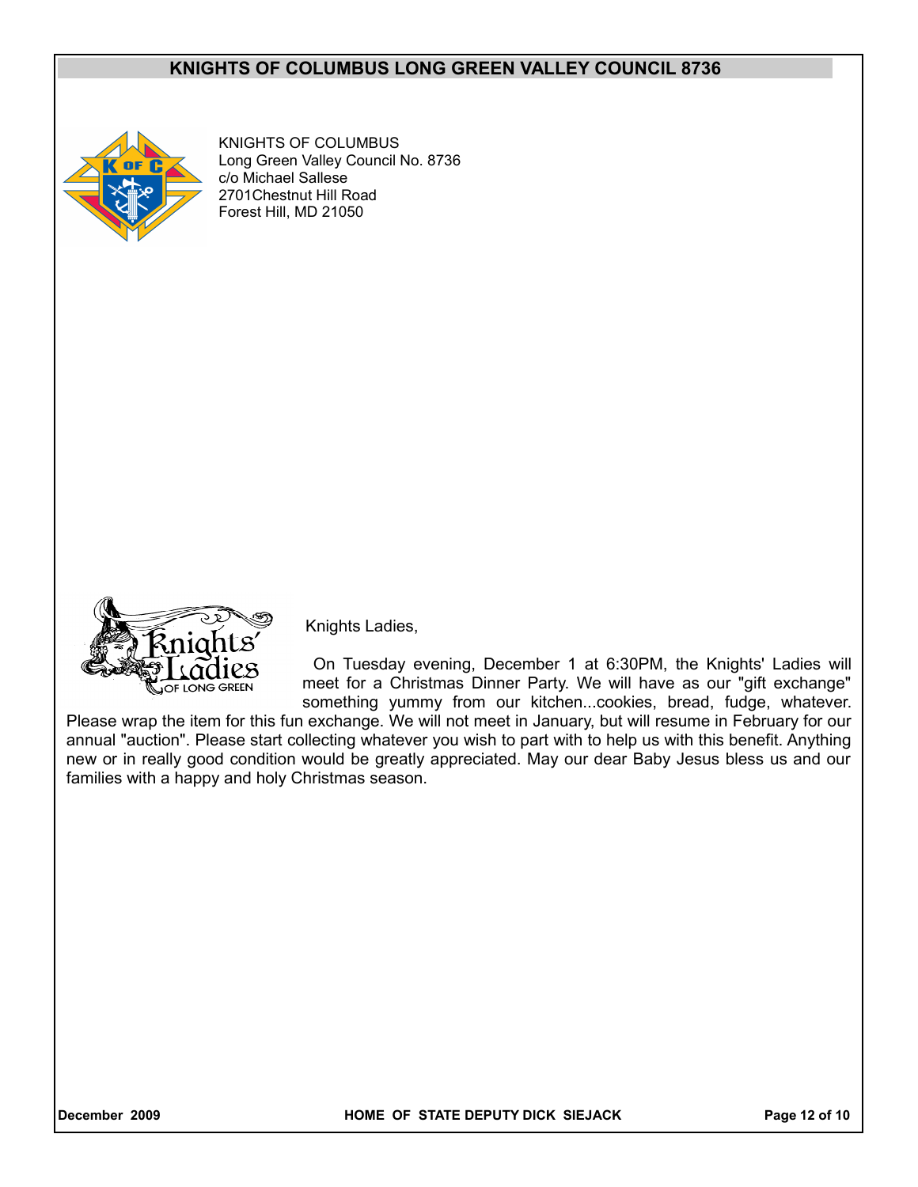KNIGHTS OF COLUMBUS
Long Green Valley Council No. 8736
c/o Michael Sallese
2701Chestnut Hill Road
Forest Hill, MD 21050

Knights Ladies,

On Tuesday evening, December 1 at 6:30PM, the Knights' Ladies will meet for a Christmas Dinner Party. We will have as our "gift exchange" something yummy from our kitchen...cookies, bread, fudge, whatever. Please wrap the item for this fun exchange. We will not meet in January, but will resume in February for our annual "auction". Please start collecting whatever you wish to part with to help us with this benefit. Anything new or in really good condition would be greatly appreciated. May our dear Baby Jesus bless us and our families with a happy and holy Christmas season.